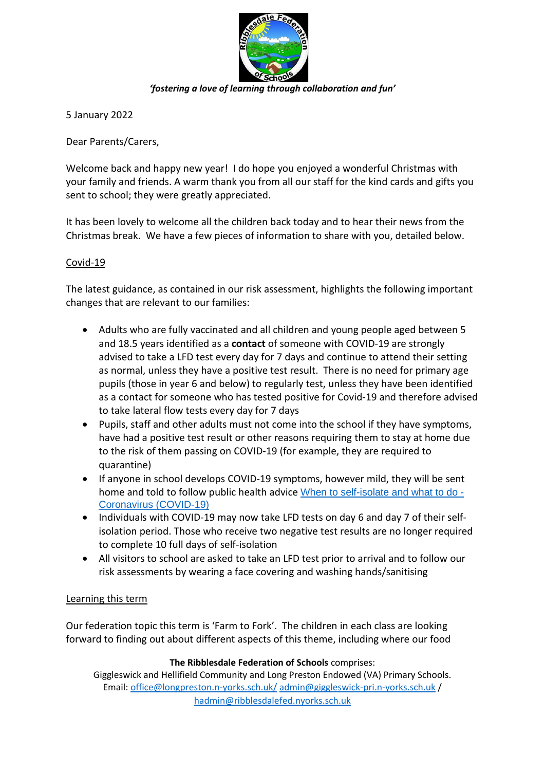*'fostering a love of learning through collaboration and fun'*

5 January 2022

Dear Parents/Carers,

Welcome back and happy new year! I do hope you enjoyed a wonderful Christmas with your family and friends. A warm thank you from all our staff for the kind cards and gifts you sent to school; they were greatly appreciated.

It has been lovely to welcome all the children back today and to hear their news from the Christmas break. We have a few pieces of information to share with you, detailed below.

Covid-19

The latest guidance, as contained in our risk assessment, highlights the following important changes that are relevant to our families:

- Adults who are fully vaccinated and all children and young people aged between 5 and 18.5 years identified as a **contact** of someone with COVID-19 are strongly advised to take a LFD test every day for 7 days and continue to attend their setting as normal, unless they have a positive test result. There is no need for primary age pupils (those in year 6 and below) to regularly test, unless they have been identified as a contact for someone who has tested positive for Covid-19 and therefore advised to take lateral flow tests every day for 7 days
- Pupils, staff and other adults must not come into the school if they have symptoms, have had a positive test result or other reasons requiring them to stay at home due to the risk of them passing on COVID-19 (for example, they are required to quarantine)
- If anyone in school develops COVID-19 symptoms, however mild, they will be sent home and told to follow public health advice When to self-isolate and what to do - Coronavirus (COVID-19)
- Individuals with COVID-19 may now take LFD tests on day 6 and day 7 of their self-isolation period. Those who receive two negative test results are no longer required to complete 10 full days of self-isolation
- All visitors to school are asked to take an LFD test prior to arrival and to follow our risk assessments by wearing a face covering and washing hands/sanitising

Learning this term

Our federation topic this term is 'Farm to Fork'. The children in each class are looking forward to finding out about different aspects of this theme, including where our food

**The Ribblesdale Federation of Schools** comprises:
Giggleswick and Hellifield Community and Long Preston Endowed (VA) Primary Schools.
Email: office@longpreston.n-yorks.sch.uk/ admin@giggleswick-pri.n-yorks.sch.uk / hadmin@ribblesdalefed.nyorks.sch.uk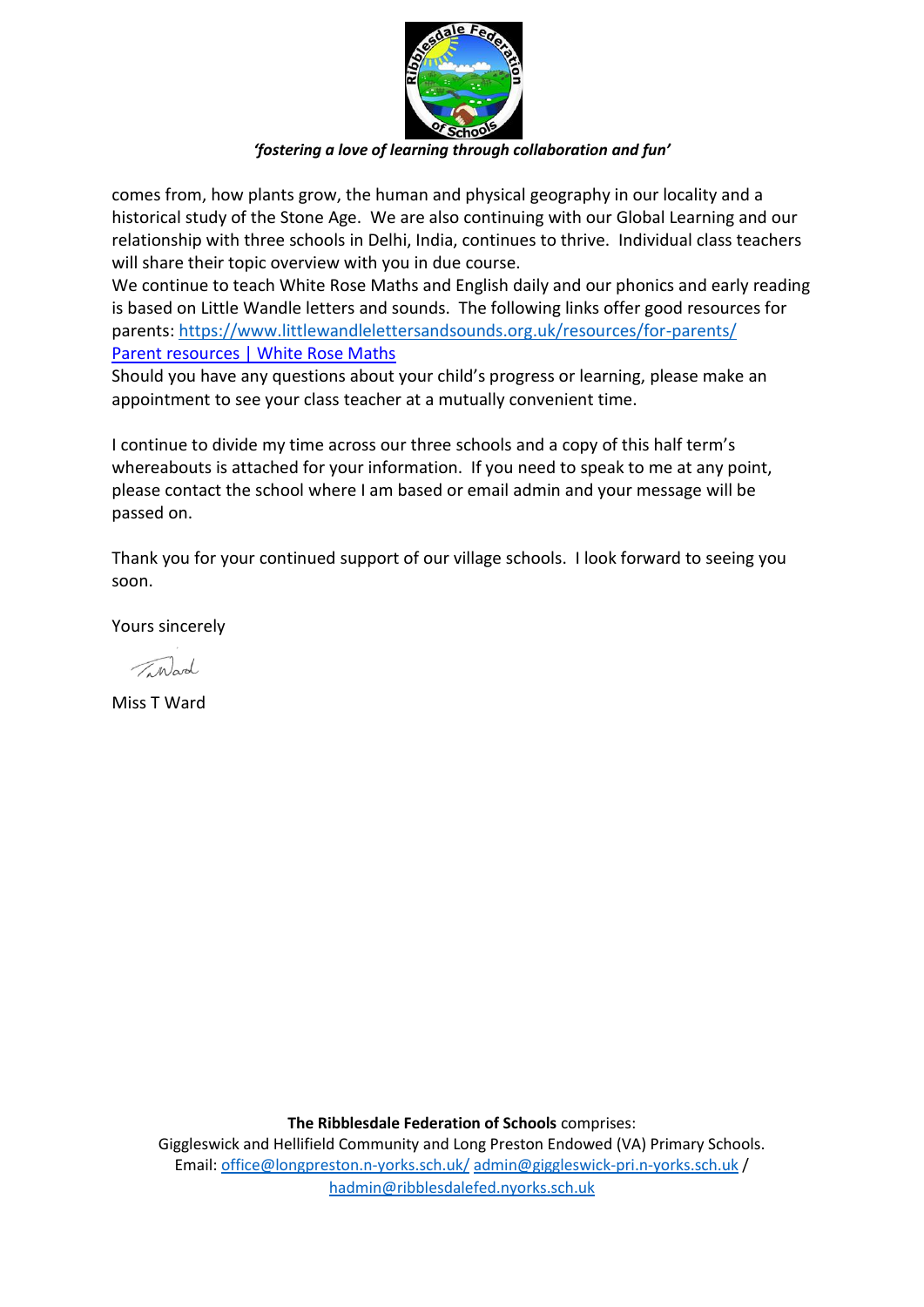*'fostering a love of learning through collaboration and fun'*

comes from, how plants grow, the human and physical geography in our locality and a historical study of the Stone Age. We are also continuing with our Global Learning and our relationship with three schools in Delhi, India, continues to thrive. Individual class teachers will share their topic overview with you in due course.
We continue to teach White Rose Maths and English daily and our phonics and early reading is based on Little Wandle letters and sounds. The following links offer good resources for parents: [https://www.littlewandlelettersandsounds.org.uk/resources/for-parents/](https://www.littlewandlelettersandsounds.org.uk/resources/for-parents/)
[Parent resources | White Rose Maths]()
Should you have any questions about your child's progress or learning, please make an appointment to see your class teacher at a mutually convenient time.

I continue to divide my time across our three schools and a copy of this half term's whereabouts is attached for your information. If you need to speak to me at any point, please contact the school where I am based or email admin and your message will be passed on.

Thank you for your continued support of our village schools. I look forward to seeing you soon.

Yours sincerely

T Ward

Miss T Ward

**The Ribblesdale Federation of Schools** comprises:
Giggleswick and Hellifield Community and Long Preston Endowed (VA) Primary Schools.
Email: office@longpreston.n-yorks.sch.uk/ admin@giggleswick-pri.n-yorks.sch.uk / hadmin@ribblesdalefed.nyorks.sch.uk